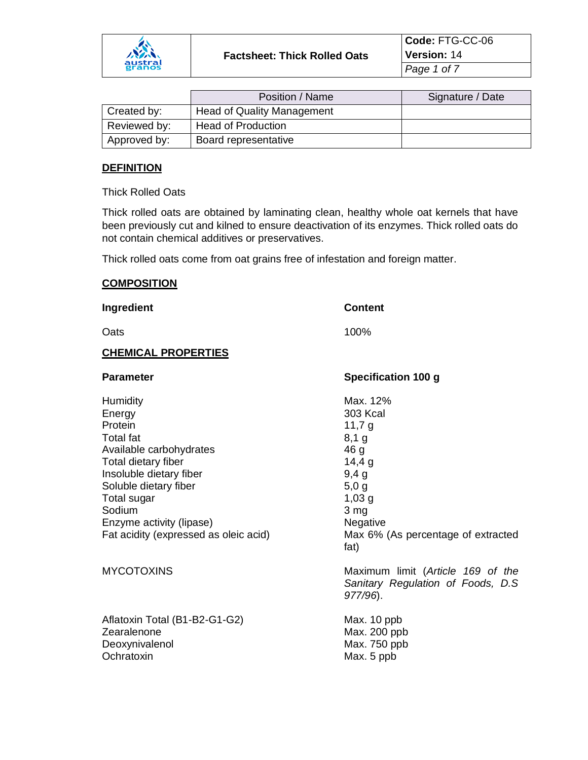| | Factsheet: Thick Rolled Oats | **Code:** FTG-CC-06 **Version:** 14 |
|---|---|---|

| | Position / Name | Signature / Date |
|---|---|---|
| Created by: | Head of Quality Management | |
| Reviewed by: | Head of Production | |
| Approved by: | Board representative | |

## DEFINITION

Thick Rolled Oats

Thick rolled oats are obtained by laminating clean, healthy whole oat kernels that have been previously cut and kilned to ensure deactivation of its enzymes. Thick rolled oats do not contain chemical additives or preservatives.

Thick rolled oats come from oat grains free of infestation and foreign matter.

## COMPOSITION

| **Ingredient** | **Content** |
|---|---|
| Oats | 100% |

## CHEMICAL PROPERTIES

| **Parameter** | **Specification 100 g** |
|---|---|
| Humidity | Max. 12% |
| Energy | 303 Kcal |
| Protein | 11,7 g |
| Total fat | 8,1 g |
| Available carbohydrates | 46 g |
| Total dietary fiber | 14,4 g |
| Insoluble dietary fiber | 9,4 g |
| Soluble dietary fiber | 5,0 g |
| Total sugar | 1,03 g |
| Sodium | 3 mg |
| Enzyme activity (lipase) | Negative |
| Fat acidity (expressed as oleic acid) | Max 6% (As percentage of extracted fat) |
| MYCOTOXINS | Maximum limit (*Article 169 of the Sanitary Regulation of Foods, D.S 977/96*). |
| Aflatoxin Total (B1-B2-G1-G2) | Max. 10 ppb |
| Zearalenone | Max. 200 ppb |
| Deoxynivalenol | Max. 750 ppb |
| Ochratoxin | Max. 5 ppb |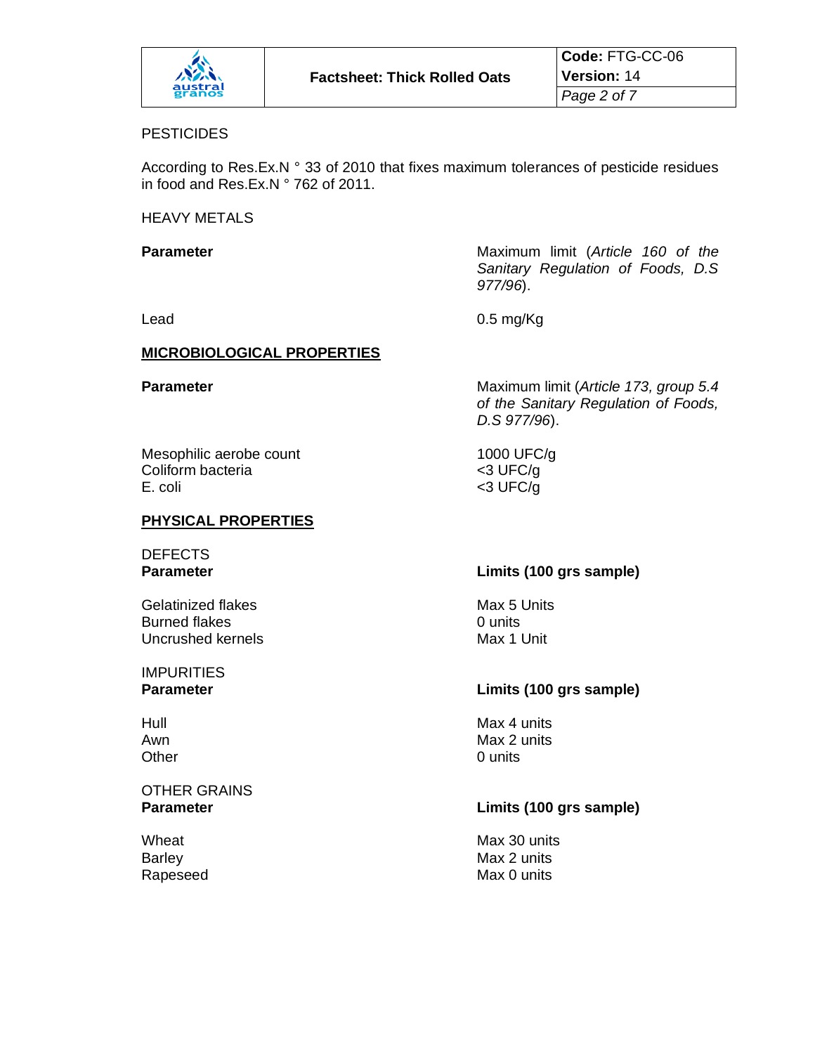PESTICIDES

According to Res.Ex.N ° 33 of 2010 that fixes maximum tolerances of pesticide residues in food and Res.Ex.N ° 762 of 2011.

HEAVY METALS

| **Parameter** | Maximum limit (*Article 160 of the Sanitary Regulation of Foods, D.S 977/96*). |
|---|---|
| Lead | 0.5 mg/Kg |

## MICROBIOLOGICAL PROPERTIES

| **Parameter** | Maximum limit (*Article 173, group 5.4 of the Sanitary Regulation of Foods, D.S 977/96*). |
|---|---|
| Mesophilic aerobe count | 1000 UFC/g |
| Coliform bacteria | <3 UFC/g |
| E. coli | <3 UFC/g |

## PHYSICAL PROPERTIES

DEFECTS

| **Parameter** | **Limits (100 grs sample)** |
|---|---|
| Gelatinized flakes | Max 5 Units |
| Burned flakes | 0 units |
| Uncrushed kernels | Max 1 Unit |

IMPURITIES

| **Parameter** | **Limits (100 grs sample)** |
|---|---|
| Hull | Max 4 units |
| Awn | Max 2 units |
| Other | 0 units |

OTHER GRAINS

| **Parameter** | **Limits (100 grs sample)** |
|---|---|
| Wheat | Max 30 units |
| Barley | Max 2 units |
| Rapeseed | Max 0 units |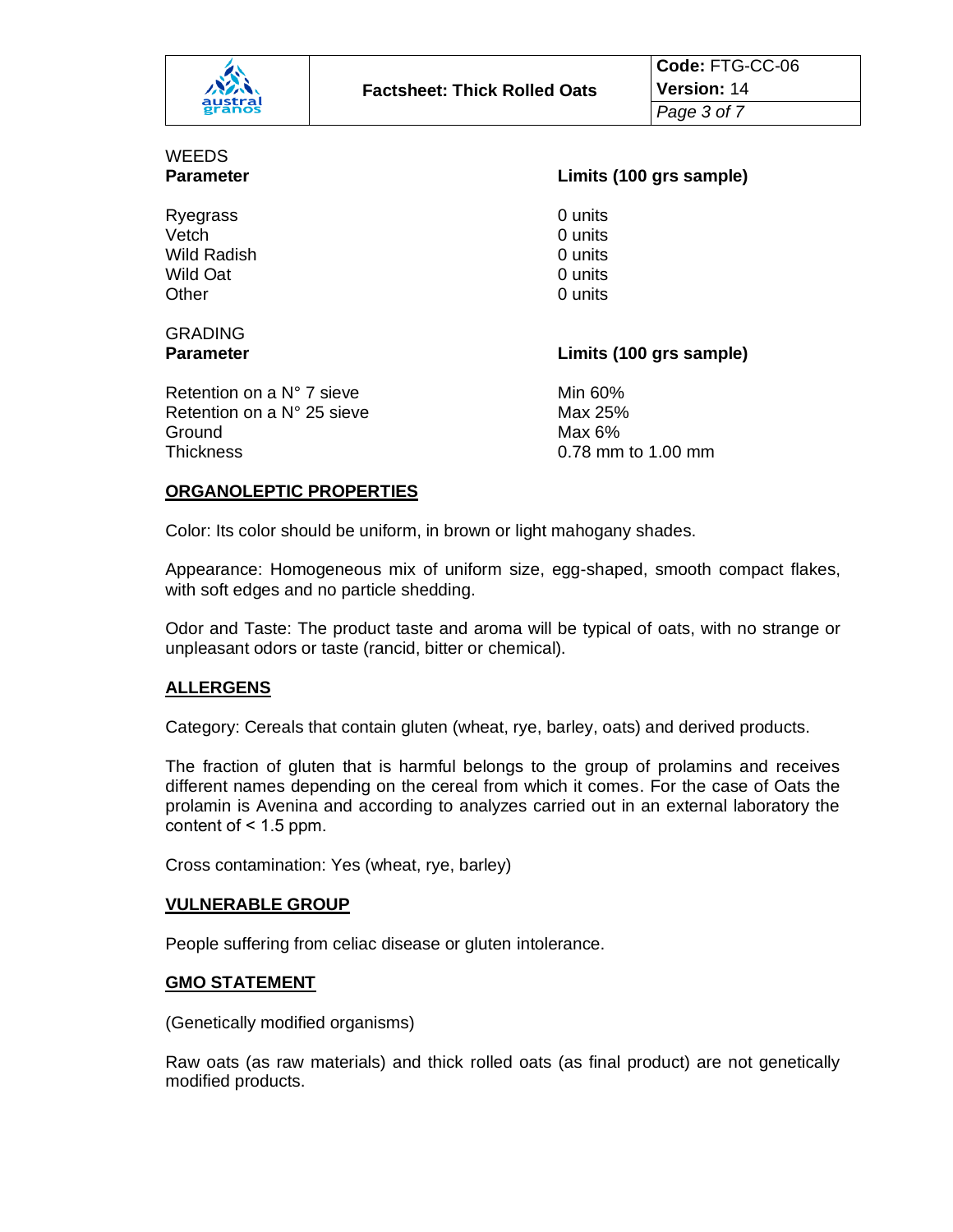WEEDS

| Parameter | Limits (100 grs sample) |
|---|---|
| Ryegrass | 0 units |
| Vetch | 0 units |
| Wild Radish | 0 units |
| Wild Oat | 0 units |
| Other | 0 units |

GRADING

| Parameter | Limits (100 grs sample) |
|---|---|
| Retention on a N° 7 sieve | Min 60% |
| Retention on a N° 25 sieve | Max 25% |
| Ground | Max 6% |
| Thickness | 0.78 mm to 1.00 mm |

## ORGANOLEPTIC PROPERTIES

Color: Its color should be uniform, in brown or light mahogany shades.

Appearance: Homogeneous mix of uniform size, egg-shaped, smooth compact flakes, with soft edges and no particle shedding.

Odor and Taste: The product taste and aroma will be typical of oats, with no strange or unpleasant odors or taste (rancid, bitter or chemical).

## ALLERGENS

Category: Cereals that contain gluten (wheat, rye, barley, oats) and derived products.

The fraction of gluten that is harmful belongs to the group of prolamins and receives different names depending on the cereal from which it comes. For the case of Oats the prolamin is Avenina and according to analyzes carried out in an external laboratory the content of < 1.5 ppm.

Cross contamination: Yes (wheat, rye, barley)

## VULNERABLE GROUP

People suffering from celiac disease or gluten intolerance.

## GMO STATEMENT

(Genetically modified organisms)

Raw oats (as raw materials) and thick rolled oats (as final product) are not genetically modified products.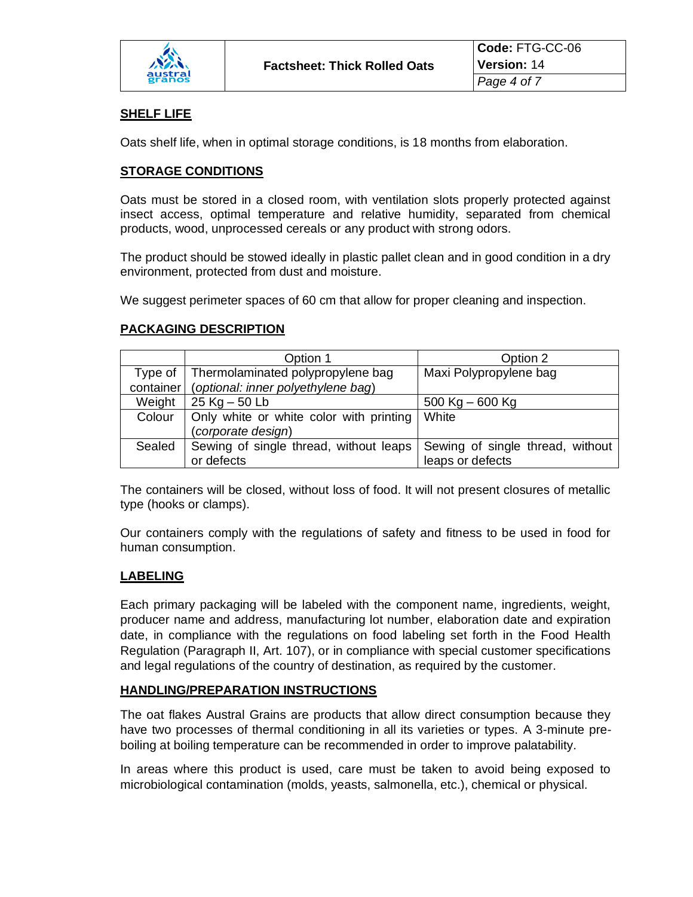## SHELF LIFE

Oats shelf life, when in optimal storage conditions, is 18 months from elaboration.

## STORAGE CONDITIONS

Oats must be stored in a closed room, with ventilation slots properly protected against insect access, optimal temperature and relative humidity, separated from chemical products, wood, unprocessed cereals or any product with strong odors.

The product should be stowed ideally in plastic pallet clean and in good condition in a dry environment, protected from dust and moisture.

We suggest perimeter spaces of 60 cm that allow for proper cleaning and inspection.

## PACKAGING DESCRIPTION

| | Option 1 | Option 2 |
|---|---|---|
| Type of container | Thermolaminated polypropylene bag (*optional: inner polyethylene bag*) | Maxi Polypropylene bag |
| Weight | 25 Kg – 50 Lb | 500 Kg – 600 Kg |
| Colour | Only white or white color with printing (*corporate design*) | White |
| Sealed | Sewing of single thread, without leaps or defects | Sewing of single thread, without leaps or defects |

The containers will be closed, without loss of food. It will not present closures of metallic type (hooks or clamps).

Our containers comply with the regulations of safety and fitness to be used in food for human consumption.

## LABELING

Each primary packaging will be labeled with the component name, ingredients, weight, producer name and address, manufacturing lot number, elaboration date and expiration date, in compliance with the regulations on food labeling set forth in the Food Health Regulation (Paragraph II, Art. 107), or in compliance with special customer specifications and legal regulations of the country of destination, as required by the customer.

## HANDLING/PREPARATION INSTRUCTIONS

The oat flakes Austral Grains are products that allow direct consumption because they have two processes of thermal conditioning in all its varieties or types. A 3-minute pre-boiling at boiling temperature can be recommended in order to improve palatability.

In areas where this product is used, care must be taken to avoid being exposed to microbiological contamination (molds, yeasts, salmonella, etc.), chemical or physical.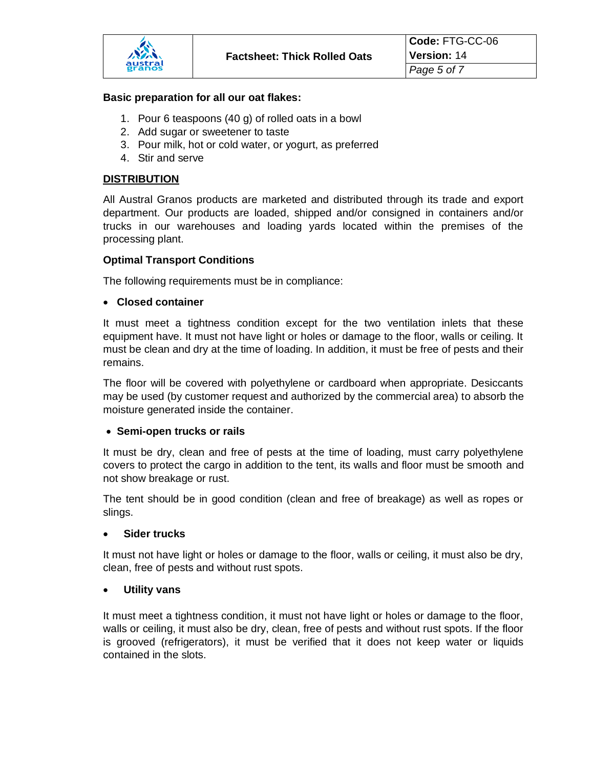**Basic preparation for all our oat flakes:**

1. Pour 6 teaspoons (40 g) of rolled oats in a bowl
2. Add sugar or sweetener to taste
3. Pour milk, hot or cold water, or yogurt, as preferred
4. Stir and serve

## DISTRIBUTION

All Austral Granos products are marketed and distributed through its trade and export department. Our products are loaded, shipped and/or consigned in containers and/or trucks in our warehouses and loading yards located within the premises of the processing plant.

### Optimal Transport Conditions

The following requirements must be in compliance:

- **Closed container**

It must meet a tightness condition except for the two ventilation inlets that these equipment have. It must not have light or holes or damage to the floor, walls or ceiling. It must be clean and dry at the time of loading. In addition, it must be free of pests and their remains.

The floor will be covered with polyethylene or cardboard when appropriate. Desiccants may be used (by customer request and authorized by the commercial area) to absorb the moisture generated inside the container.

- **Semi-open trucks or rails**

It must be dry, clean and free of pests at the time of loading, must carry polyethylene covers to protect the cargo in addition to the tent, its walls and floor must be smooth and not show breakage or rust.

The tent should be in good condition (clean and free of breakage) as well as ropes or slings.

- **Sider trucks**

It must not have light or holes or damage to the floor, walls or ceiling, it must also be dry, clean, free of pests and without rust spots.

- **Utility vans**

It must meet a tightness condition, it must not have light or holes or damage to the floor, walls or ceiling, it must also be dry, clean, free of pests and without rust spots. If the floor is grooved (refrigerators), it must be verified that it does not keep water or liquids contained in the slots.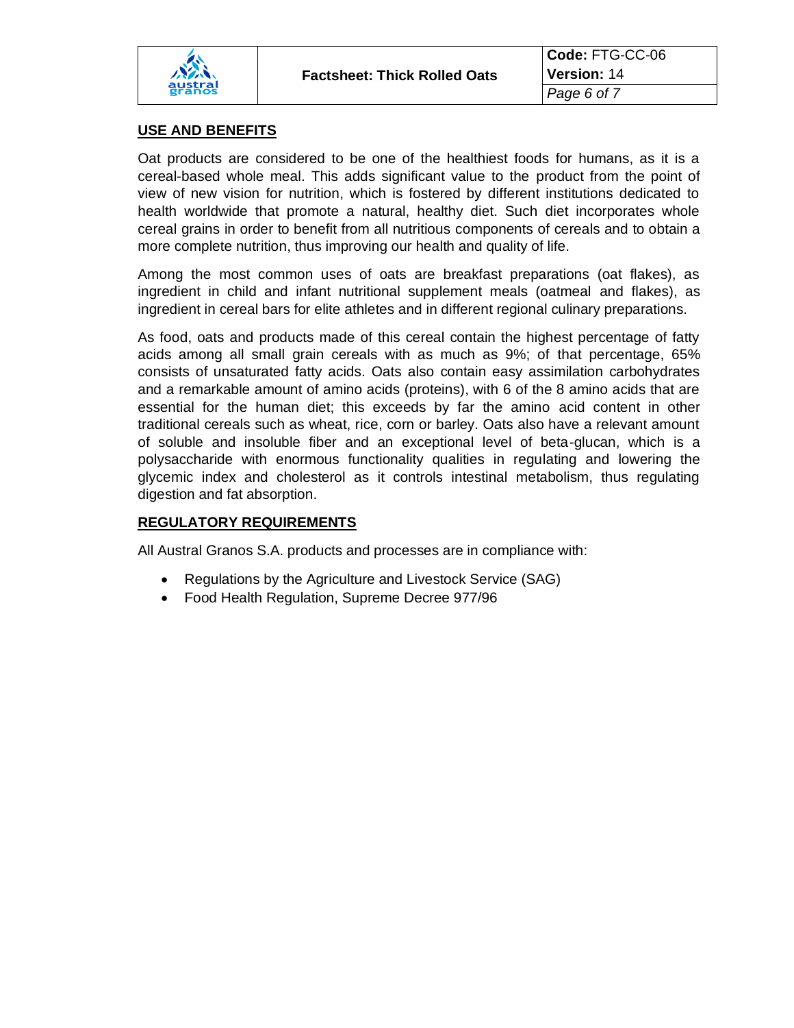## USE AND BENEFITS

Oat products are considered to be one of the healthiest foods for humans, as it is a cereal-based whole meal. This adds significant value to the product from the point of view of new vision for nutrition, which is fostered by different institutions dedicated to health worldwide that promote a natural, healthy diet. Such diet incorporates whole cereal grains in order to benefit from all nutritious components of cereals and to obtain a more complete nutrition, thus improving our health and quality of life.

Among the most common uses of oats are breakfast preparations (oat flakes), as ingredient in child and infant nutritional supplement meals (oatmeal and flakes), as ingredient in cereal bars for elite athletes and in different regional culinary preparations.

As food, oats and products made of this cereal contain the highest percentage of fatty acids among all small grain cereals with as much as 9%; of that percentage, 65% consists of unsaturated fatty acids. Oats also contain easy assimilation carbohydrates and a remarkable amount of amino acids (proteins), with 6 of the 8 amino acids that are essential for the human diet; this exceeds by far the amino acid content in other traditional cereals such as wheat, rice, corn or barley. Oats also have a relevant amount of soluble and insoluble fiber and an exceptional level of beta-glucan, which is a polysaccharide with enormous functionality qualities in regulating and lowering the glycemic index and cholesterol as it controls intestinal metabolism, thus regulating digestion and fat absorption.

## REGULATORY REQUIREMENTS

All Austral Granos S.A. products and processes are in compliance with:

- Regulations by the Agriculture and Livestock Service (SAG)
- Food Health Regulation, Supreme Decree 977/96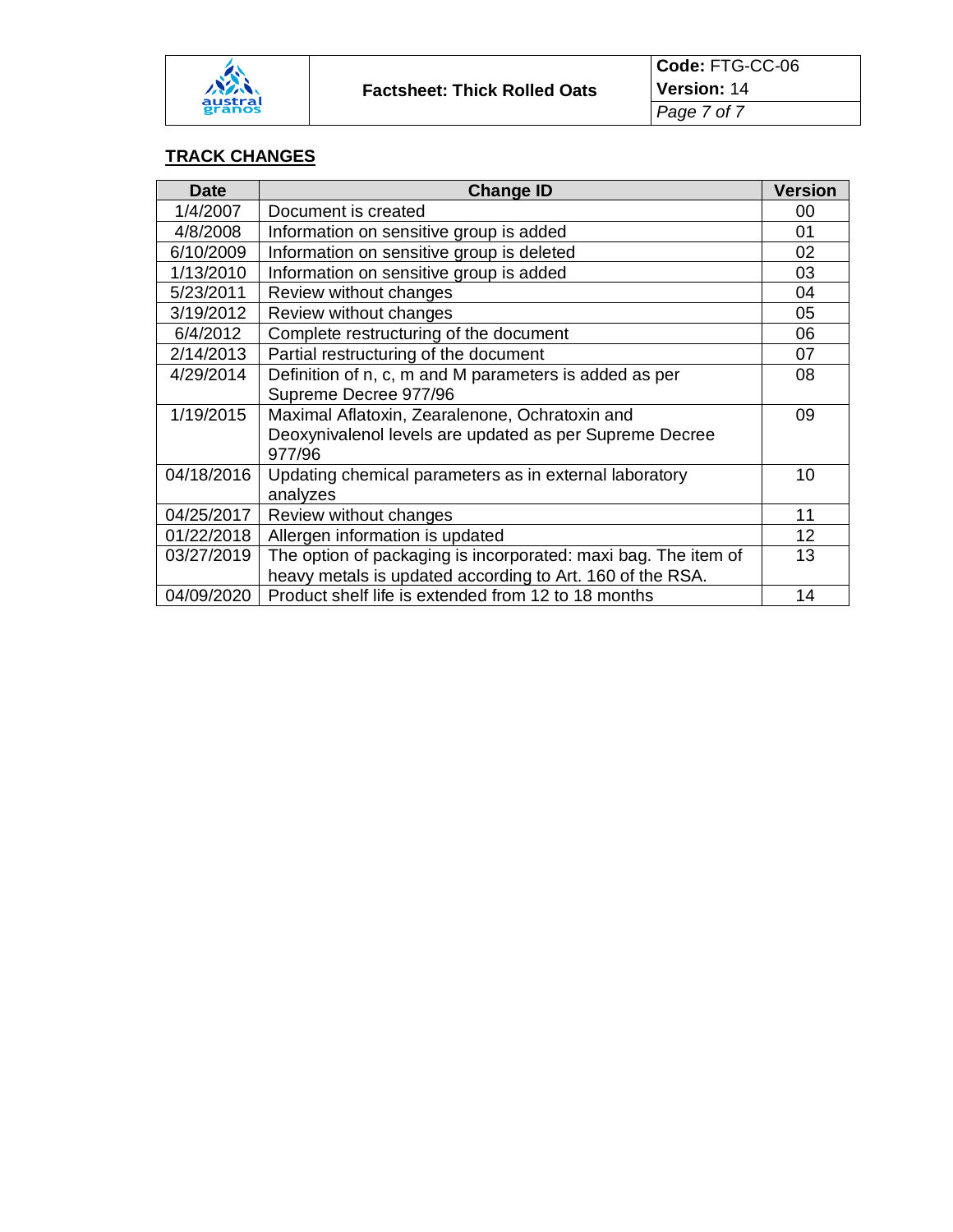## TRACK CHANGES

| Date | Change ID | Version |
|---|---|---|
| 1/4/2007 | Document is created | 00 |
| 4/8/2008 | Information on sensitive group is added | 01 |
| 6/10/2009 | Information on sensitive group is deleted | 02 |
| 1/13/2010 | Information on sensitive group is added | 03 |
| 5/23/2011 | Review without changes | 04 |
| 3/19/2012 | Review without changes | 05 |
| 6/4/2012 | Complete restructuring of the document | 06 |
| 2/14/2013 | Partial restructuring of the document | 07 |
| 4/29/2014 | Definition of n, c, m and M parameters is added as per Supreme Decree 977/96 | 08 |
| 1/19/2015 | Maximal Aflatoxin, Zearalenone, Ochratoxin and Deoxynivalenol levels are updated as per Supreme Decree 977/96 | 09 |
| 04/18/2016 | Updating chemical parameters as in external laboratory analyzes | 10 |
| 04/25/2017 | Review without changes | 11 |
| 01/22/2018 | Allergen information is updated | 12 |
| 03/27/2019 | The option of packaging is incorporated: maxi bag. The item of heavy metals is updated according to Art. 160 of the RSA. | 13 |
| 04/09/2020 | Product shelf life is extended from 12 to 18 months | 14 |